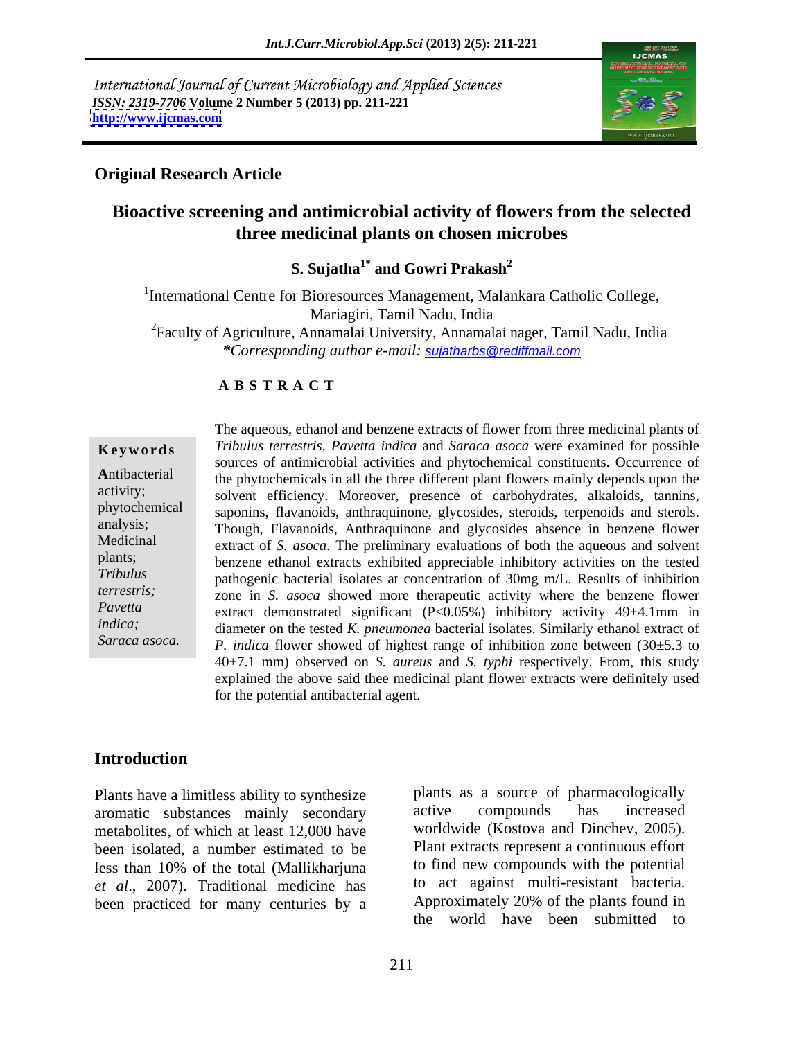International Journal of Current Microbiology and Applied Sciences
*ISSN: 2319-7706* **Volume 2 Number 5 (2013) pp. 211-221**
**http://www.ijcmas.com**

**Original Research Article**

# Bioactive screening and antimicrobial activity of flowers from the selected three medicinal plants on chosen microbes

**S. Sujatha[1*] and Gowri Prakash[2]**

[1]International Centre for Bioresources Management, Malankara Catholic College, Mariagiri, Tamil Nadu, India
[2]Faculty of Agriculture, Annamalai University, Annamalai nager, Tamil Nadu, India
*\*Corresponding author e-mail:* sujatharbs@rediffmail.com

## ABSTRACT

**Keywords**

Antibacterial activity; phytochemical analysis; Medicinal plants; *Tribulus terrestris; Pavetta indica; Saraca asoca.*

The aqueous, ethanol and benzene extracts of flower from three medicinal plants of *Tribulus terrestris, Pavetta indica* and *Saraca asoca* were examined for possible sources of antimicrobial activities and phytochemical constituents. Occurrence of the phytochemicals in all the three different plant flowers mainly depends upon the solvent efficiency. Moreover, presence of carbohydrates, alkaloids, tannins, saponins, flavanoids, anthraquinone, glycosides, steroids, terpenoids and sterols. Though, Flavanoids, Anthraquinone and glycosides absence in benzene flower extract of *S. asoca*. The preliminary evaluations of both the aqueous and solvent benzene ethanol extracts exhibited appreciable inhibitory activities on the tested pathogenic bacterial isolates at concentration of 30mg m/L. Results of inhibition zone in *S. asoca* showed more therapeutic activity where the benzene flower extract demonstrated significant ($P<0.05\%$) inhibitory activity 49±4.1mm in diameter on the tested *K. pneumonea* bacterial isolates. Similarly ethanol extract of *P. indica* flower showed of highest range of inhibition zone between (30±5.3 to 40±7.1 mm) observed on *S. aureus* and *S. typhi* respectively. From, this study explained the above said thee medicinal plant flower extracts were definitely used for the potential antibacterial agent.

## Introduction

Plants have a limitless ability to synthesize aromatic substances mainly secondary metabolites, of which at least 12,000 have been isolated, a number estimated to be less than 10% of the total (Mallikharjuna *et al*., 2007). Traditional medicine has been practiced for many centuries by a plants as a source of pharmacologically active compounds has increased worldwide (Kostova and Dinchev, 2005). Plant extracts represent a continuous effort to find new compounds with the potential to act against multi-resistant bacteria. Approximately 20% of the plants found in the world have been submitted to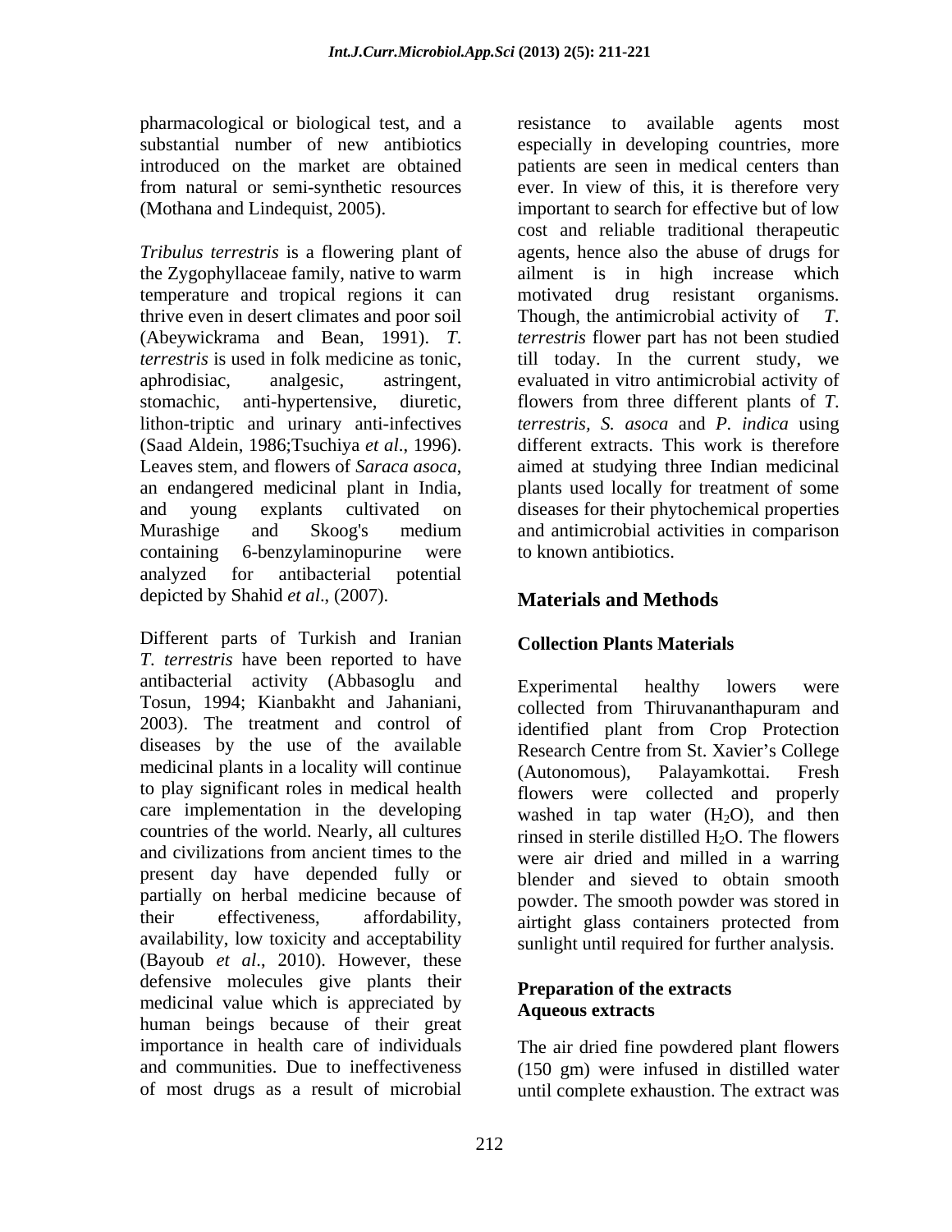pharmacological or biological test, and a substantial number of new antibiotics introduced on the market are obtained from natural or semi-synthetic resources (Mothana and Lindequist, 2005).

*Tribulus terrestris* is a flowering plant of the Zygophyllaceae family, native to warm temperature and tropical regions it can thrive even in desert climates and poor soil (Abeywickrama and Bean, 1991). *T. terrestris* is used in folk medicine as tonic, aphrodisiac, analgesic, astringent, stomachic, anti-hypertensive, diuretic, lithon-triptic and urinary anti-infectives (Saad Aldein, 1986;Tsuchiya *et al*., 1996). Leaves stem, and flowers of *Saraca asoca*, an endangered medicinal plant in India, and young explants cultivated on Murashige and Skoog's medium containing 6-benzylaminopurine were analyzed for antibacterial potential depicted by Shahid *et al*., (2007).

Different parts of Turkish and Iranian *T. terrestris* have been reported to have antibacterial activity (Abbasoglu and Tosun, 1994; Kianbakht and Jahaniani, 2003). The treatment and control of diseases by the use of the available medicinal plants in a locality will continue to play significant roles in medical health care implementation in the developing countries of the world. Nearly, all cultures and civilizations from ancient times to the present day have depended fully or partially on herbal medicine because of their effectiveness, affordability, availability, low toxicity and acceptability (Bayoub *et al*., 2010). However, these defensive molecules give plants their medicinal value which is appreciated by human beings because of their great importance in health care of individuals and communities. Due to ineffectiveness of most drugs as a result of microbial resistance to available agents most especially in developing countries, more patients are seen in medical centers than ever. In view of this, it is therefore very important to search for effective but of low cost and reliable traditional therapeutic agents, hence also the abuse of drugs for ailment is in high increase which motivated drug resistant organisms. Though, the antimicrobial activity of *T. terrestris* flower part has not been studied till today. In the current study, we evaluated in vitro antimicrobial activity of flowers from three different plants of *T. terrestris*, *S. asoca* and *P. indica* using different extracts. This work is therefore aimed at studying three Indian medicinal plants used locally for treatment of some diseases for their phytochemical properties and antimicrobial activities in comparison to known antibiotics.

## Materials and Methods

### Collection Plants Materials

Experimental healthy lowers were collected from Thiruvananthapuram and identified plant from Crop Protection Research Centre from St. Xavier's College (Autonomous), Palayamkottai. Fresh flowers were collected and properly washed in tap water ($H_2O$), and then rinsed in sterile distilled $H_2O$. The flowers were air dried and milled in a warring blender and sieved to obtain smooth powder. The smooth powder was stored in airtight glass containers protected from sunlight until required for further analysis.

### Preparation of the extracts

### Aqueous extracts

The air dried fine powdered plant flowers (150 gm) were infused in distilled water until complete exhaustion. The extract was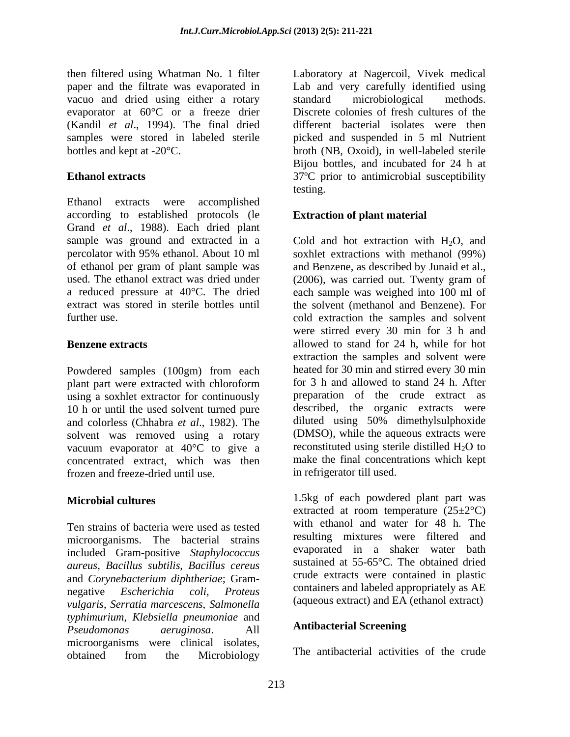then filtered using Whatman No. 1 filter paper and the filtrate was evaporated in vacuo and dried using either a rotary evaporator at 60°C or a freeze drier (Kandil *et al*., 1994). The final dried samples were stored in labeled sterile bottles and kept at -20°C.

### Ethanol extracts

Ethanol extracts were accomplished according to established protocols (le Grand *et al*., 1988). Each dried plant sample was ground and extracted in a percolator with 95% ethanol. About 10 ml of ethanol per gram of plant sample was used. The ethanol extract was dried under a reduced pressure at 40°C. The dried extract was stored in sterile bottles until further use.

### Benzene extracts

Powdered samples (100gm) from each plant part were extracted with chloroform using a soxhlet extractor for continuously 10 h or until the used solvent turned pure and colorless (Chhabra *et al*., 1982). The solvent was removed using a rotary vacuum evaporator at 40°C to give a concentrated extract, which was then frozen and freeze-dried until use.

### Microbial cultures

Ten strains of bacteria were used as tested microorganisms. The bacterial strains included Gram-positive *Staphylococcus aureus*, *Bacillus subtilis*, *Bacillus cereus* and *Corynebacterium diphtheriae*; Gram-negative *Escherichia coli*, *Proteus vulgaris*, *Serratia marcescens*, *Salmonella typhimurium*, *Klebsiella pneumoniae* and *Pseudomonas aeruginosa*. All microorganisms were clinical isolates, obtained from the Microbiology Laboratory at Nagercoil, Vivek medical Lab and very carefully identified using standard microbiological methods. Discrete colonies of fresh cultures of the different bacterial isolates were then picked and suspended in 5 ml Nutrient broth (NB, Oxoid), in well-labeled sterile Bijou bottles, and incubated for 24 h at 37ºC prior to antimicrobial susceptibility testing.

### Extraction of plant material

Cold and hot extraction with $H_2O$, and soxhlet extractions with methanol (99%) and Benzene, as described by Junaid et al., (2006), was carried out. Twenty gram of each sample was weighed into 100 ml of the solvent (methanol and Benzene). For cold extraction the samples and solvent were stirred every 30 min for 3 h and allowed to stand for 24 h, while for hot extraction the samples and solvent were heated for 30 min and stirred every 30 min for 3 h and allowed to stand 24 h. After preparation of the crude extract as described, the organic extracts were diluted using 50% dimethylsulphoxide (DMSO), while the aqueous extracts were reconstituted using sterile distilled $H_2O$ to make the final concentrations which kept in refrigerator till used.

1.5kg of each powdered plant part was extracted at room temperature (25±2°C) with ethanol and water for 48 h. The resulting mixtures were filtered and evaporated in a shaker water bath sustained at 55-65°C. The obtained dried crude extracts were contained in plastic containers and labeled appropriately as AE (aqueous extract) and EA (ethanol extract)

### Antibacterial Screening

The antibacterial activities of the crude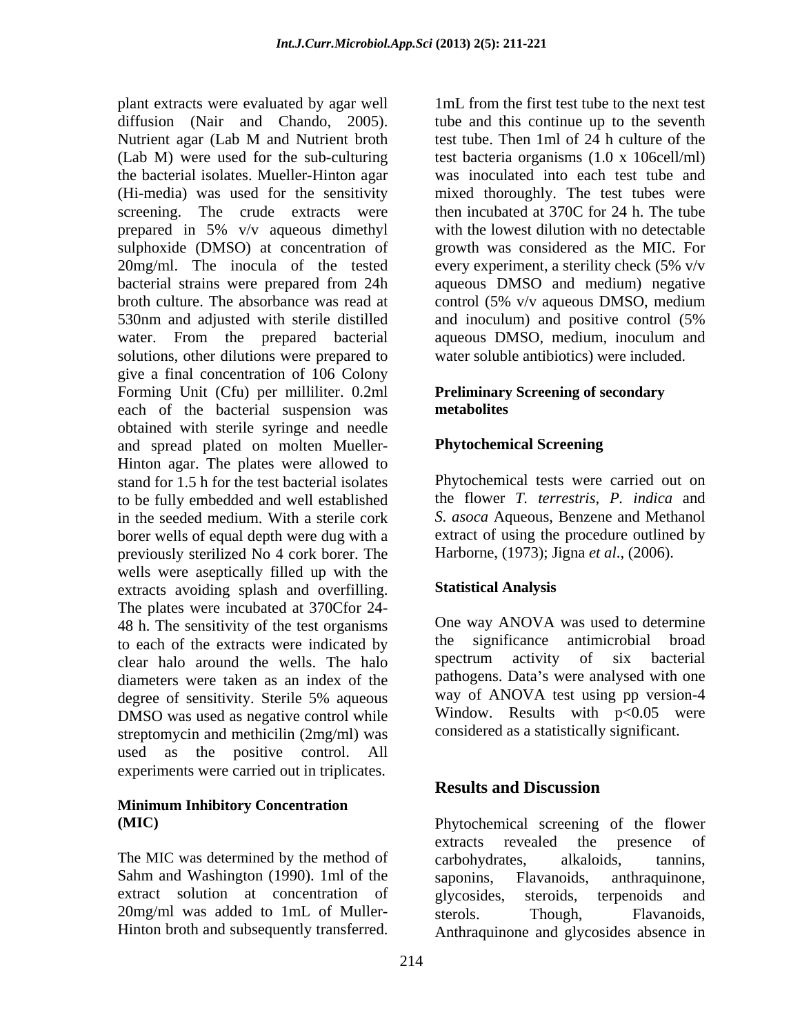plant extracts were evaluated by agar well diffusion (Nair and Chando, 2005). Nutrient agar (Lab M and Nutrient broth (Lab M) were used for the sub-culturing the bacterial isolates. Mueller-Hinton agar (Hi-media) was used for the sensitivity screening. The crude extracts were prepared in 5% v/v aqueous dimethyl sulphoxide (DMSO) at concentration of 20mg/ml. The inocula of the tested bacterial strains were prepared from 24h broth culture. The absorbance was read at 530nm and adjusted with sterile distilled water. From the prepared bacterial solutions, other dilutions were prepared to give a final concentration of 106 Colony Forming Unit (Cfu) per milliliter. 0.2ml each of the bacterial suspension was obtained with sterile syringe and needle and spread plated on molten Mueller-Hinton agar. The plates were allowed to stand for 1.5 h for the test bacterial isolates to be fully embedded and well established in the seeded medium. With a sterile cork borer wells of equal depth were dug with a previously sterilized No 4 cork borer. The wells were aseptically filled up with the extracts avoiding splash and overfilling. The plates were incubated at 370Cfor 24-48 h. The sensitivity of the test organisms to each of the extracts were indicated by clear halo around the wells. The halo diameters were taken as an index of the degree of sensitivity. Sterile 5% aqueous DMSO was used as negative control while streptomycin and methicilin (2mg/ml) was used as the positive control. All experiments were carried out in triplicates.

### Minimum Inhibitory Concentration (MIC)

The MIC was determined by the method of Sahm and Washington (1990). 1ml of the extract solution at concentration of 20mg/ml was added to 1mL of Muller-Hinton broth and subsequently transferred. 1mL from the first test tube to the next test tube and this continue up to the seventh test tube. Then 1ml of 24 h culture of the test bacteria organisms (1.0 x 106cell/ml) was inoculated into each test tube and mixed thoroughly. The test tubes were then incubated at 370C for 24 h. The tube with the lowest dilution with no detectable growth was considered as the MIC. For every experiment, a sterility check (5% v/v aqueous DMSO and medium) negative control (5% v/v aqueous DMSO, medium and inoculum) and positive control (5% aqueous DMSO, medium, inoculum and water soluble antibiotics) were included.

### Preliminary Screening of secondary metabolites

### Phytochemical Screening

Phytochemical tests were carried out on the flower *T. terrestris*, *P. indica* and *S. asoca* Aqueous, Benzene and Methanol extract of using the procedure outlined by Harborne, (1973); Jigna *et al*., (2006).

### Statistical Analysis

One way ANOVA was used to determine the significance antimicrobial broad spectrum activity of six bacterial pathogens. Data's were analysed with one way of ANOVA test using pp version-4 Window. Results with $p<0.05$ were considered as a statistically significant.

## Results and Discussion

Phytochemical screening of the flower extracts revealed the presence of carbohydrates, alkaloids, tannins, saponins, Flavanoids, anthraquinone, glycosides, steroids, terpenoids and sterols. Though, Flavanoids, Anthraquinone and glycosides absence in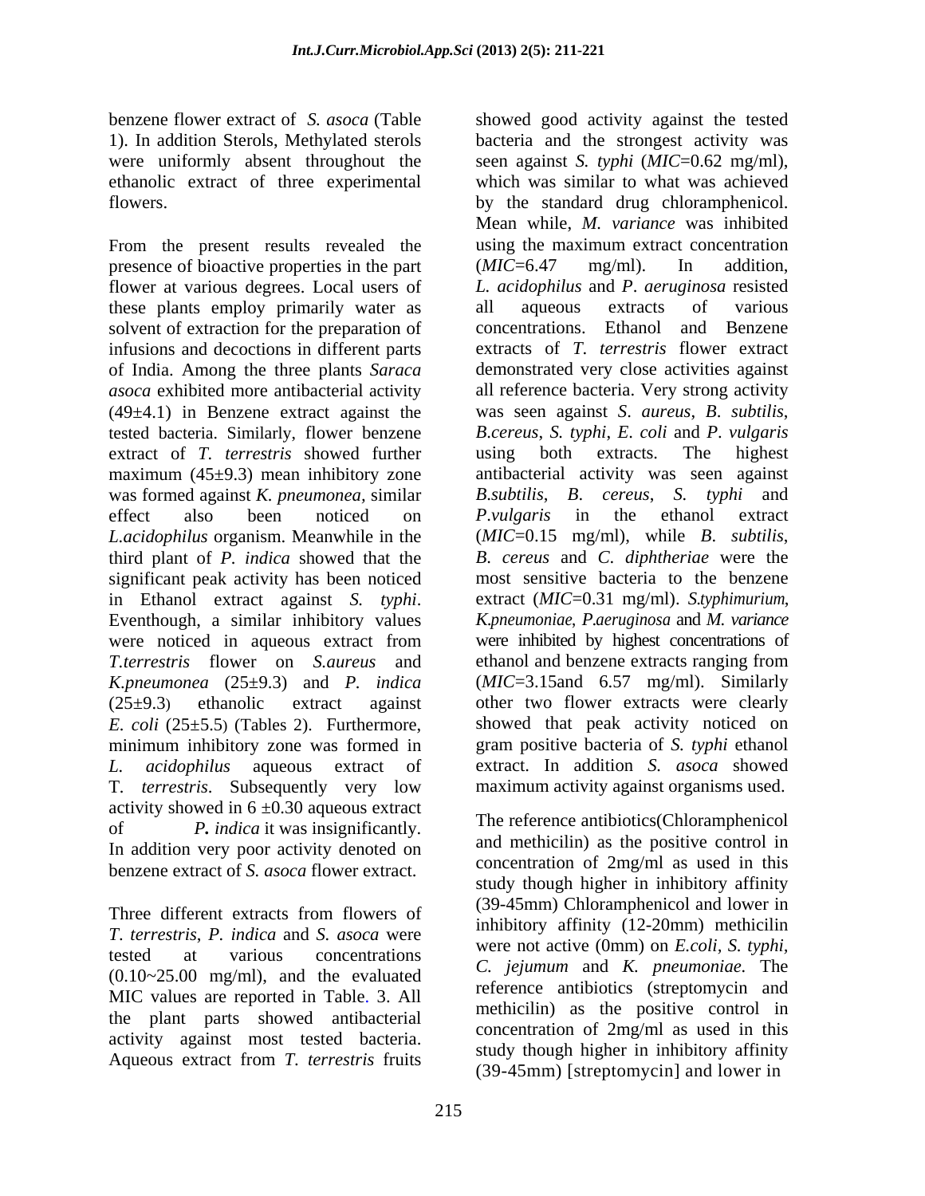benzene flower extract of *S. asoca* (Table 1). In addition Sterols, Methylated sterols were uniformly absent throughout the ethanolic extract of three experimental flowers.

From the present results revealed the presence of bioactive properties in the part flower at various degrees. Local users of these plants employ primarily water as solvent of extraction for the preparation of infusions and decoctions in different parts of India. Among the three plants *Saraca asoca* exhibited more antibacterial activity (49±4.1) in Benzene extract against the tested bacteria. Similarly, flower benzene extract of *T. terrestris* showed further maximum (45±9.3) mean inhibitory zone was formed against *K. pneumonea*, similar effect also been noticed on *L.acidophilus* organism. Meanwhile in the third plant of *P. indica* showed that the significant peak activity has been noticed in Ethanol extract against *S. typhi*. Eventhough, a similar inhibitory values were noticed in aqueous extract from *T.terrestris* flower on *S.aureus* and *K.pneumonea* (25±9.3) and *P. indica* (25±9.3) ethanolic extract against *E. coli* (25±5.5) (Tables 2). Furthermore, minimum inhibitory zone was formed in *L. acidophilus* aqueous extract of T. *terrestris*. Subsequently very low activity showed in 6 ±0.30 aqueous extract of ***P.*** *indica* it was insignificantly. In addition very poor activity denoted on benzene extract of *S. asoca* flower extract.

Three different extracts from flowers of *T. terrestris*, *P. indica* and *S. asoca* were tested at various concentrations (0.10~25.00 mg/ml), and the evaluated MIC values are reported in Table. 3. All the plant parts showed antibacterial activity against most tested bacteria. Aqueous extract from *T. terrestris* fruits showed good activity against the tested bacteria and the strongest activity was seen against *S. typhi* (*MIC*=0.62 mg/ml), which was similar to what was achieved by the standard drug chloramphenicol. Mean while, *M. variance* was inhibited using the maximum extract concentration (*MIC*=6.47 mg/ml). In addition, *L. acidophilus* and *P*. *aeruginosa* resisted all aqueous extracts of various concentrations. Ethanol and Benzene extracts of *T. terrestris* flower extract demonstrated very close activities against all reference bacteria. Very strong activity was seen against *S*. *aureus*, *B*. *subtilis*, *B.cereus*, *S. typhi*, *E. coli* and *P*. *vulgaris* using both extracts. The highest antibacterial activity was seen against *B.subtilis*, *B. cereus*, *S. typhi* and *P.vulgaris* in the ethanol extract (*MIC*=0.15 mg/ml), while *B. subtilis*, *B. cereus* and *C. diphtheriae* were the most sensitive bacteria to the benzene extract (*MIC*=0.31 mg/ml). *S.typhimurium*, *K.pneumoniae*, *P.aeruginosa* and *M. variance* were inhibited by highest concentrations of ethanol and benzene extracts ranging from (*MIC*=3.15and 6.57 mg/ml). Similarly other two flower extracts were clearly showed that peak activity noticed on gram positive bacteria of *S. typhi* ethanol extract. In addition *S. asoca* showed maximum activity against organisms used.

The reference antibiotics(Chloramphenicol and methicilin) as the positive control in concentration of 2mg/ml as used in this study though higher in inhibitory affinity (39-45mm) Chloramphenicol and lower in inhibitory affinity (12-20mm) methicilin were not active (0mm) on *E.coli*, *S. typhi*, *C. jejumum* and *K. pneumoniae*. The reference antibiotics (streptomycin and methicilin) as the positive control in concentration of 2mg/ml as used in this study though higher in inhibitory affinity (39-45mm) [streptomycin] and lower in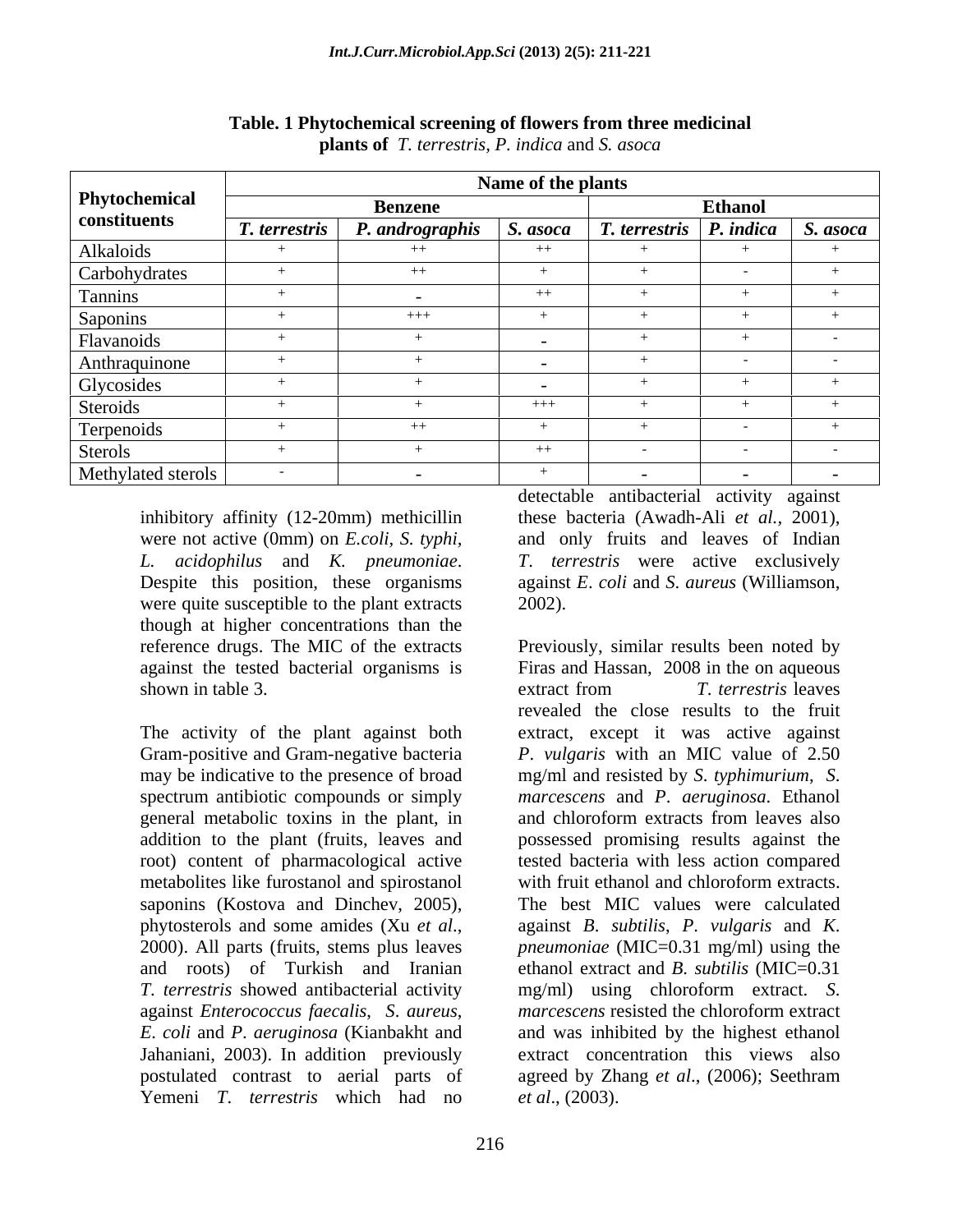**Table. 1 Phytochemical screening of flowers from three medicinal plants of** *T. terrestris, P. indica* **and** *S. asoca*

| Phytochemical constituents | Name of the plants | | | | | |
|---|---|---|---|---|---|---|
| | Benzene | | | Ethanol | | |
| | *T. terrestris* | *P. andrographis* | *S. asoca* | *T. terrestris* | *P. indica* | *S. asoca* |
| Alkaloids | + | ++ | ++ | + | + | + |
| Carbohydrates | + | ++ | + | + | - | + |
| Tannins | + | - | ++ | + | + | + |
| Saponins | + | +++ | + | + | + | + |
| Flavanoids | + | + | - | + | + | - |
| Anthraquinone | + | + | - | + | - | - |
| Glycosides | + | + | - | + | + | + |
| Steroids | + | + | +++ | + | + | + |
| Terpenoids | + | ++ | + | + | - | + |
| Sterols | + | + | ++ | - | - | - |
| Methylated sterols | - | - | + | - | - | - |

inhibitory affinity (12-20mm) methicillin were not active (0mm) on *E.coli, S. typhi, L. acidophilus* and *K. pneumoniae*. Despite this position, these organisms were quite susceptible to the plant extracts though at higher concentrations than the reference drugs. The MIC of the extracts against the tested bacterial organisms is shown in table 3.

The activity of the plant against both Gram-positive and Gram-negative bacteria may be indicative to the presence of broad spectrum antibiotic compounds or simply general metabolic toxins in the plant, in addition to the plant (fruits, leaves and root) content of pharmacological active metabolites like furostanol and spirostanol saponins (Kostova and Dinchev, 2005), phytosterols and some amides (Xu *et al*., 2000). All parts (fruits, stems plus leaves and roots) of Turkish and Iranian *T. terrestris* showed antibacterial activity against *Enterococcus faecalis*, *S. aureus*, *E. coli* and *P. aeruginosa* (Kianbakht and Jahaniani, 2003). In addition previously postulated contrast to aerial parts of Yemeni *T. terrestris* which had no detectable antibacterial activity against these bacteria (Awadh-Ali *et al.,* 2001), and only fruits and leaves of Indian *T. terrestris* were active exclusively against *E. coli* and *S. aureus* (Williamson, 2002).

Previously, similar results been noted by Firas and Hassan, 2008 in the on aqueous extract from *T. terrestris* leaves revealed the close results to the fruit extract, except it was active against *P. vulgaris* with an MIC value of 2.50 mg/ml and resisted by *S. typhimurium*, *S. marcescens* and *P. aeruginosa*. Ethanol and chloroform extracts from leaves also possessed promising results against the tested bacteria with less action compared with fruit ethanol and chloroform extracts. The best MIC values were calculated against *B. subtilis*, *P. vulgaris* and *K. pneumoniae* (MIC=0.31 mg/ml) using the ethanol extract and *B. subtilis* (MIC=0.31 mg/ml) using chloroform extract. *S. marcescens* resisted the chloroform extract and was inhibited by the highest ethanol extract concentration this views also agreed by Zhang *et al*., (2006); Seethram *et al*., (2003).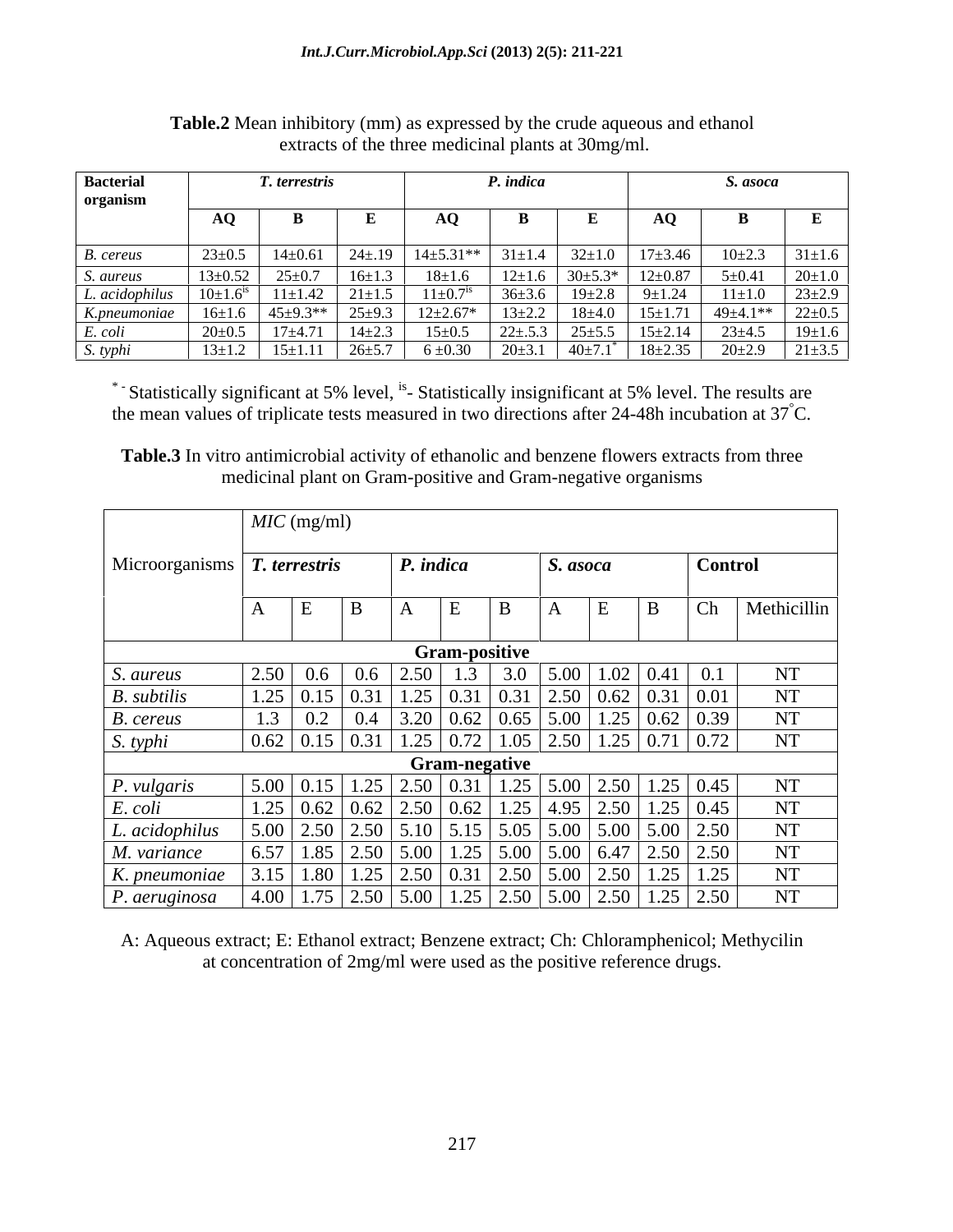**Table.2** Mean inhibitory (mm) as expressed by the crude aqueous and ethanol extracts of the three medicinal plants at 30mg/ml.

| Bacterial organism | *T. terrestris* | | | *P. indica* | | | *S. asoca* | | |
|---|---|---|---|---|---|---|---|---|---|
| | AQ | B | E | AQ | B | E | AQ | B | E |
| *B. cereus* | 23±0.5 | 14±0.61 | 24±.19 | 14±5.31** | 31±1.4 | 32±1.0 | 17±3.46 | 10±2.3 | 31±1.6 |
| *S. aureus* | 13±0.52 | 25±0.7 | 16±1.3 | 18±1.6 | 12±1.6 | 30±5.3* | 12±0.87 | 5±0.41 | 20±1.0 |
| *L. acidophilus* | 10±1.6[is] | 11±1.42 | 21±1.5 | 11±0.7[is] | 36±3.6 | 19±2.8 | 9±1.24 | 11±1.0 | 23±2.9 |
| *K.pneumoniae* | 16±1.6 | 45±9.3** | 25±9.3 | 12±2.67* | 13±2.2 | 18±4.0 | 15±1.71 | 49±4.1** | 22±0.5 |
| *E. coli* | 20±0.5 | 17±4.71 | 14±2.3 | 15±0.5 | 22±.5.3 | 25±5.5 | 15±2.14 | 23±4.5 | 19±1.6 |
| *S. typhi* | 13±1.2 | 15±1.11 | 26±5.7 | 6 ±0.30 | 20±3.1 | 40±7.1* | 18±2.35 | 20±2.9 | 21±3.5 |

* - Statistically significant at 5% level, [is]- Statistically insignificant at 5% level. The results are the mean values of triplicate tests measured in two directions after 24-48h incubation at 37°C.

**Table.3** In vitro antimicrobial activity of ethanolic and benzene flowers extracts from three medicinal plant on Gram-positive and Gram-negative organisms

| Microorganisms | *MIC* (mg/ml) | | | | | | | | | | |
|---|---|---|---|---|---|---|---|---|---|---|---|
| | *T. terrestris* | | | *P. indica* | | | *S. asoca* | | | Control | |
| | A | E | B | A | E | B | A | E | B | Ch | Methicillin |
| **Gram-positive** | | | | | | | | | | | |
| *S. aureus* | 2.50 | 0.6 | 0.6 | 2.50 | 1.3 | 3.0 | 5.00 | 1.02 | 0.41 | 0.1 | NT |
| *B. subtilis* | 1.25 | 0.15 | 0.31 | 1.25 | 0.31 | 0.31 | 2.50 | 0.62 | 0.31 | 0.01 | NT |
| *B. cereus* | 1.3 | 0.2 | 0.4 | 3.20 | 0.62 | 0.65 | 5.00 | 1.25 | 0.62 | 0.39 | NT |
| *S. typhi* | 0.62 | 0.15 | 0.31 | 1.25 | 0.72 | 1.05 | 2.50 | 1.25 | 0.71 | 0.72 | NT |
| **Gram-negative** | | | | | | | | | | | |
| *P. vulgaris* | 5.00 | 0.15 | 1.25 | 2.50 | 0.31 | 1.25 | 5.00 | 2.50 | 1.25 | 0.45 | NT |
| *E. coli* | 1.25 | 0.62 | 0.62 | 2.50 | 0.62 | 1.25 | 4.95 | 2.50 | 1.25 | 0.45 | NT |
| *L. acidophilus* | 5.00 | 2.50 | 2.50 | 5.10 | 5.15 | 5.05 | 5.00 | 5.00 | 5.00 | 2.50 | NT |
| *M. variance* | 6.57 | 1.85 | 2.50 | 5.00 | 1.25 | 5.00 | 5.00 | 6.47 | 2.50 | 2.50 | NT |
| *K. pneumoniae* | 3.15 | 1.80 | 1.25 | 2.50 | 0.31 | 2.50 | 5.00 | 2.50 | 1.25 | 1.25 | NT |
| *P. aeruginosa* | 4.00 | 1.75 | 2.50 | 5.00 | 1.25 | 2.50 | 5.00 | 2.50 | 1.25 | 2.50 | NT |

A: Aqueous extract; E: Ethanol extract; Benzene extract; Ch: Chloramphenicol; Methycilin at concentration of 2mg/ml were used as the positive reference drugs.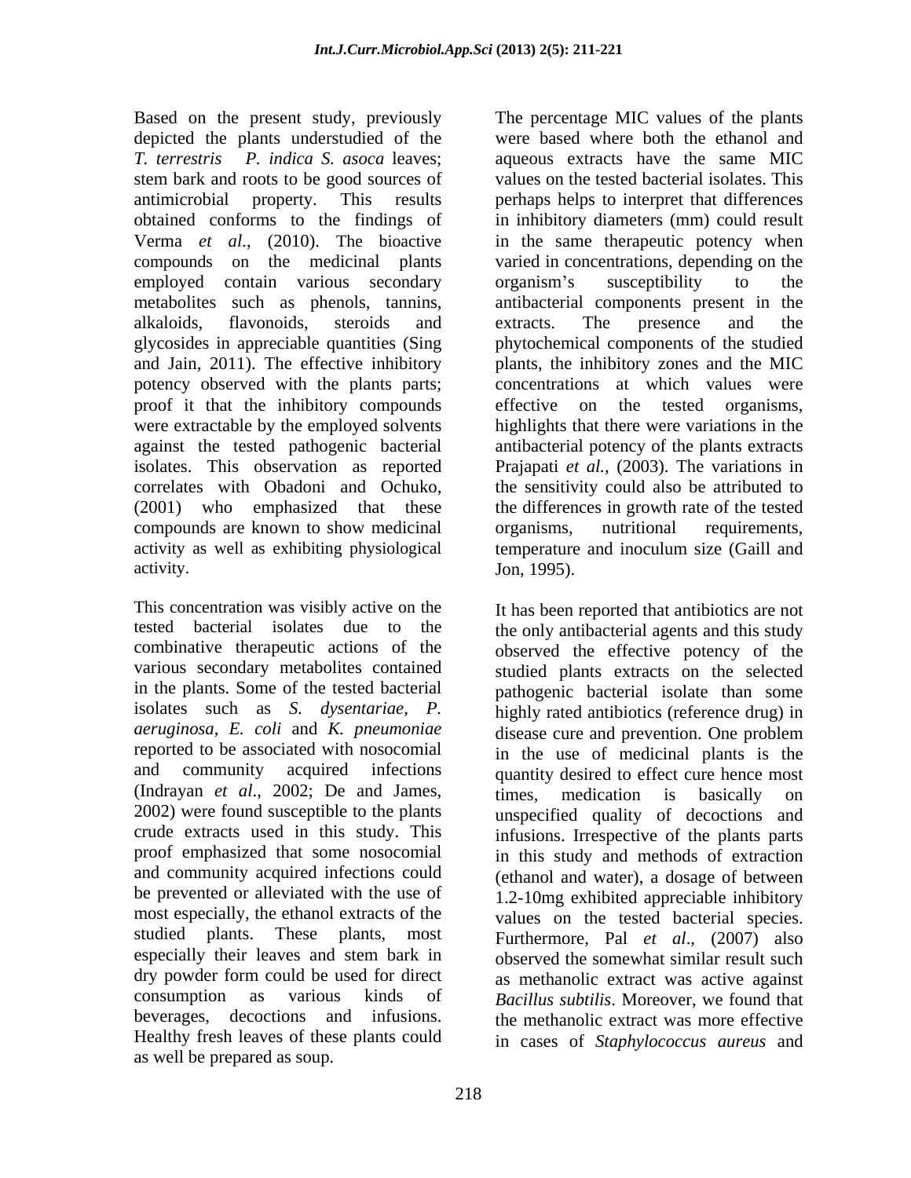Based on the present study, previously depicted the plants understudied of the *T. terrestris* *P. indica S. asoca* leaves; stem bark and roots to be good sources of antimicrobial property. This results obtained conforms to the findings of Verma *et al*., (2010). The bioactive compounds on the medicinal plants employed contain various secondary metabolites such as phenols, tannins, alkaloids, flavonoids, steroids and glycosides in appreciable quantities (Sing and Jain, 2011). The effective inhibitory potency observed with the plants parts; proof it that the inhibitory compounds were extractable by the employed solvents against the tested pathogenic bacterial isolates. This observation as reported correlates with Obadoni and Ochuko, (2001) who emphasized that these compounds are known to show medicinal activity as well as exhibiting physiological activity.

This concentration was visibly active on the tested bacterial isolates due to the combinative therapeutic actions of the various secondary metabolites contained in the plants. Some of the tested bacterial isolates such as *S. dysentariae, P. aeruginosa*, *E. coli* and *K. pneumoniae* reported to be associated with nosocomial and community acquired infections (Indrayan *et al*., 2002; De and James, 2002) were found susceptible to the plants crude extracts used in this study. This proof emphasized that some nosocomial and community acquired infections could be prevented or alleviated with the use of most especially, the ethanol extracts of the studied plants. These plants, most especially their leaves and stem bark in dry powder form could be used for direct consumption as various kinds of beverages, decoctions and infusions. Healthy fresh leaves of these plants could as well be prepared as soup.

The percentage MIC values of the plants were based where both the ethanol and aqueous extracts have the same MIC values on the tested bacterial isolates. This perhaps helps to interpret that differences in inhibitory diameters (mm) could result in the same therapeutic potency when varied in concentrations, depending on the organism's susceptibility to the antibacterial components present in the extracts. The presence and the phytochemical components of the studied plants, the inhibitory zones and the MIC concentrations at which values were effective on the tested organisms, highlights that there were variations in the antibacterial potency of the plants extracts Prajapati *et al.,* (2003). The variations in the sensitivity could also be attributed to the differences in growth rate of the tested organisms, nutritional requirements, temperature and inoculum size (Gaill and Jon, 1995).

It has been reported that antibiotics are not the only antibacterial agents and this study observed the effective potency of the studied plants extracts on the selected pathogenic bacterial isolate than some highly rated antibiotics (reference drug) in disease cure and prevention. One problem in the use of medicinal plants is the quantity desired to effect cure hence most times, medication is basically on unspecified quality of decoctions and infusions. Irrespective of the plants parts in this study and methods of extraction (ethanol and water), a dosage of between 1.2-10mg exhibited appreciable inhibitory values on the tested bacterial species. Furthermore, Pal *et al*., (2007) also observed the somewhat similar result such as methanolic extract was active against *Bacillus subtilis*. Moreover, we found that the methanolic extract was more effective in cases of *Staphylococcus aureus* and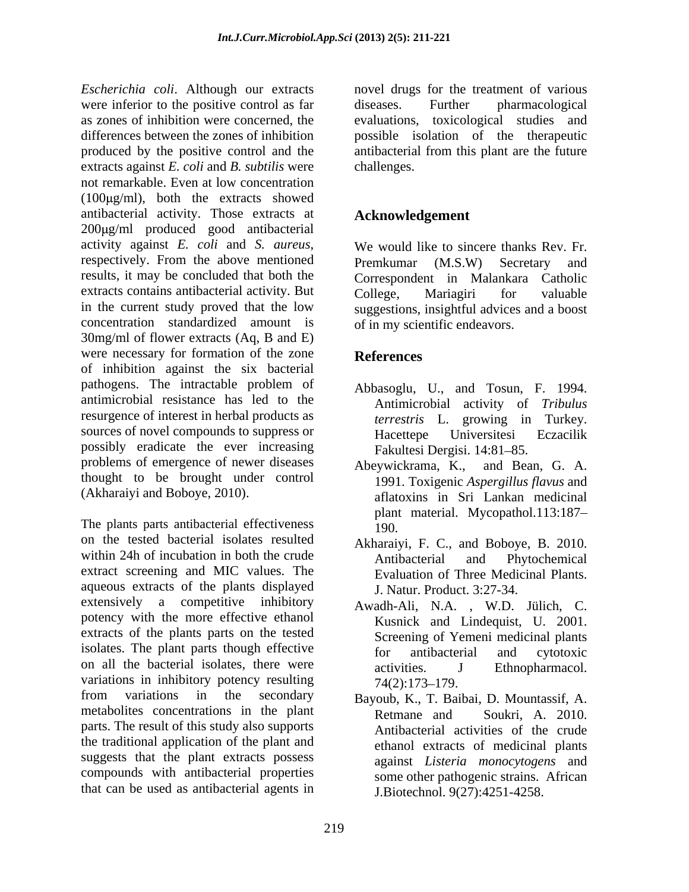*Escherichia coli*. Although our extracts were inferior to the positive control as far as zones of inhibition were concerned, the differences between the zones of inhibition produced by the positive control and the extracts against *E. coli* and *B. subtilis* were not remarkable. Even at low concentration (100μg/ml), both the extracts showed antibacterial activity. Those extracts at 200μg/ml produced good antibacterial activity against *E. coli* and *S. aureus*, respectively. From the above mentioned results, it may be concluded that both the extracts contains antibacterial activity. But in the current study proved that the low concentration standardized amount is 30mg/ml of flower extracts (Aq, B and E) were necessary for formation of the zone of inhibition against the six bacterial pathogens. The intractable problem of antimicrobial resistance has led to the resurgence of interest in herbal products as sources of novel compounds to suppress or possibly eradicate the ever increasing problems of emergence of newer diseases thought to be brought under control (Akharaiyi and Boboye, 2010).

The plants parts antibacterial effectiveness on the tested bacterial isolates resulted within 24h of incubation in both the crude extract screening and MIC values. The aqueous extracts of the plants displayed extensively a competitive inhibitory potency with the more effective ethanol extracts of the plants parts on the tested isolates. The plant parts though effective on all the bacterial isolates, there were variations in inhibitory potency resulting from variations in the secondary metabolites concentrations in the plant parts. The result of this study also supports the traditional application of the plant and suggests that the plant extracts possess compounds with antibacterial properties that can be used as antibacterial agents in novel drugs for the treatment of various diseases. Further pharmacological evaluations, toxicological studies and possible isolation of the therapeutic antibacterial from this plant are the future challenges.

## Acknowledgement

We would like to sincere thanks Rev. Fr. Premkumar (M.S.W) Secretary and Correspondent in Malankara Catholic College, Mariagiri for valuable suggestions, insightful advices and a boost of in my scientific endeavors.

## References

Abbasoglu, U., and Tosun, F. 1994. Antimicrobial activity of *Tribulus terrestris* L. growing in Turkey. Hacettepe Universitesi Eczacilik Fakultesi Dergisi. 14:81–85.

Abeywickrama, K., and Bean, G. A. 1991. Toxigenic *Aspergillus flavus* and aflatoxins in Sri Lankan medicinal plant material. Mycopathol.113:187–190.

Akharaiyi, F. C., and Boboye, B. 2010. Antibacterial and Phytochemical Evaluation of Three Medicinal Plants. J. Natur. Product. 3:27-34.

Awadh-Ali, N.A. , W.D. Jülich, C. Kusnick and Lindequist, U. 2001. Screening of Yemeni medicinal plants for antibacterial and cytotoxic activities. J Ethnopharmacol. 74(2):173–179.

Bayoub, K., T. Baibai, D. Mountassif, A. Retmane and Soukri, A. 2010. Antibacterial activities of the crude ethanol extracts of medicinal plants against *Listeria monocytogens* and some other pathogenic strains. African J.Biotechnol. 9(27):4251-4258.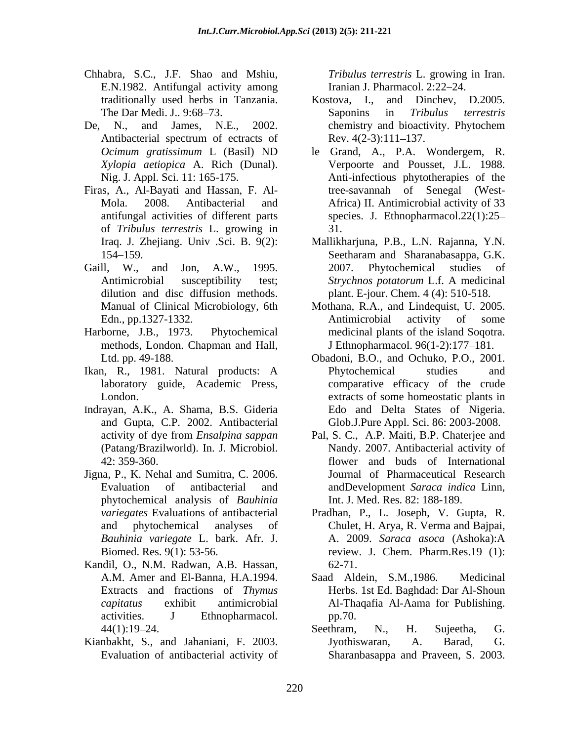Chhabra, S.C., J.F. Shao and Mshiu, E.N.1982. Antifungal activity among traditionally used herbs in Tanzania. The Dar Medi. J.. 9:68–73.

De, N., and James, N.E., 2002. Antibacterial spectrum of ectracts of *Ocimum gratissimum* L (Basil) ND *Xylopia aetiopica* A. Rich (Dunal). Nig. J. Appl. Sci. 11: 165-175.

Firas, A., Al-Bayati and Hassan, F. Al-Mola. 2008. Antibacterial and antifungal activities of different parts of *Tribulus terrestris* L. growing in Iraq. J. Zhejiang. Univ .Sci. B. 9(2): 154–159.

Gaill, W., and Jon, A.W., 1995. Antimicrobial susceptibility test; dilution and disc diffusion methods. Manual of Clinical Microbiology, 6th Edn., pp.1327-1332.

Harborne, J.B., 1973. Phytochemical methods, London. Chapman and Hall, Ltd. pp. 49-188.

Ikan, R., 1981. Natural products: A laboratory guide, Academic Press, London.

Indrayan, A.K., A. Shama, B.S. Gideria and Gupta, C.P. 2002. Antibacterial activity of dye from *Ensalpina sappan* (Patang/Brazilworld). In. J. Microbiol. 42: 359-360.

Jigna, P., K. Nehal and Sumitra, C. 2006. Evaluation of antibacterial and phytochemical analysis of *Bauhinia variegates* Evaluations of antibacterial and phytochemical analyses of *Bauhinia variegate* L. bark. Afr. J. Biomed. Res. 9(1): 53-56.

Kandil, O., N.M. Radwan, A.B. Hassan, A.M. Amer and El-Banna, H.A.1994. Extracts and fractions of *Thymus capitatus* exhibit antimicrobial activities. J Ethnopharmacol. 44(1):19–24.

Kianbakht, S., and Jahaniani, F. 2003. Evaluation of antibacterial activity of *Tribulus terrestris* L. growing in Iran. Iranian J. Pharmacol. 2:22–24.

Kostova, I., and Dinchev, D.2005. Saponins in *Tribulus terrestris* chemistry and bioactivity. Phytochem Rev. 4(2-3):111–137.

le Grand, A., P.A. Wondergem, R. Verpoorte and Pousset, J.L. 1988. Anti-infectious phytotherapies of the tree-savannah of Senegal (West-Africa) II. Antimicrobial activity of 33 species. J. Ethnopharmacol.22(1):25–31.

Mallikharjuna, P.B., L.N. Rajanna, Y.N. Seetharam and Sharanabasappa, G.K. 2007. Phytochemical studies of *Strychnos potatorum* L.f. A medicinal plant. E-jour. Chem. 4 (4): 510-518.

Mothana, R.A., and Lindequist, U. 2005. Antimicrobial activity of some medicinal plants of the island Soqotra. J Ethnopharmacol. 96(1-2):177–181.

Obadoni, B.O., and Ochuko, P.O., 2001. Phytochemical studies and comparative efficacy of the crude extracts of some homeostatic plants in Edo and Delta States of Nigeria. Glob.J.Pure Appl. Sci. 86: 2003-2008.

Pal, S. C., A.P. Maiti, B.P. Chaterjee and Nandy. 2007. Antibacterial activity of flower and buds of International Journal of Pharmaceutical Research andDevelopment *Saraca indica* Linn, Int. J. Med. Res. 82: 188-189.

Pradhan, P., L. Joseph, V. Gupta, R. Chulet, H. Arya, R. Verma and Bajpai, A. 2009. *Saraca asoca* (Ashoka):A review. J. Chem. Pharm.Res.19 (1): 62-71.

Saad Aldein, S.M.,1986. Medicinal Herbs. 1st Ed. Baghdad: Dar Al-Shoun Al-Thaqafia Al-Aama for Publishing. pp.70.

Seethram, N., H. Sujeetha, G. Jyothiswaran, A. Barad, G. Sharanbasappa and Praveen, S. 2003.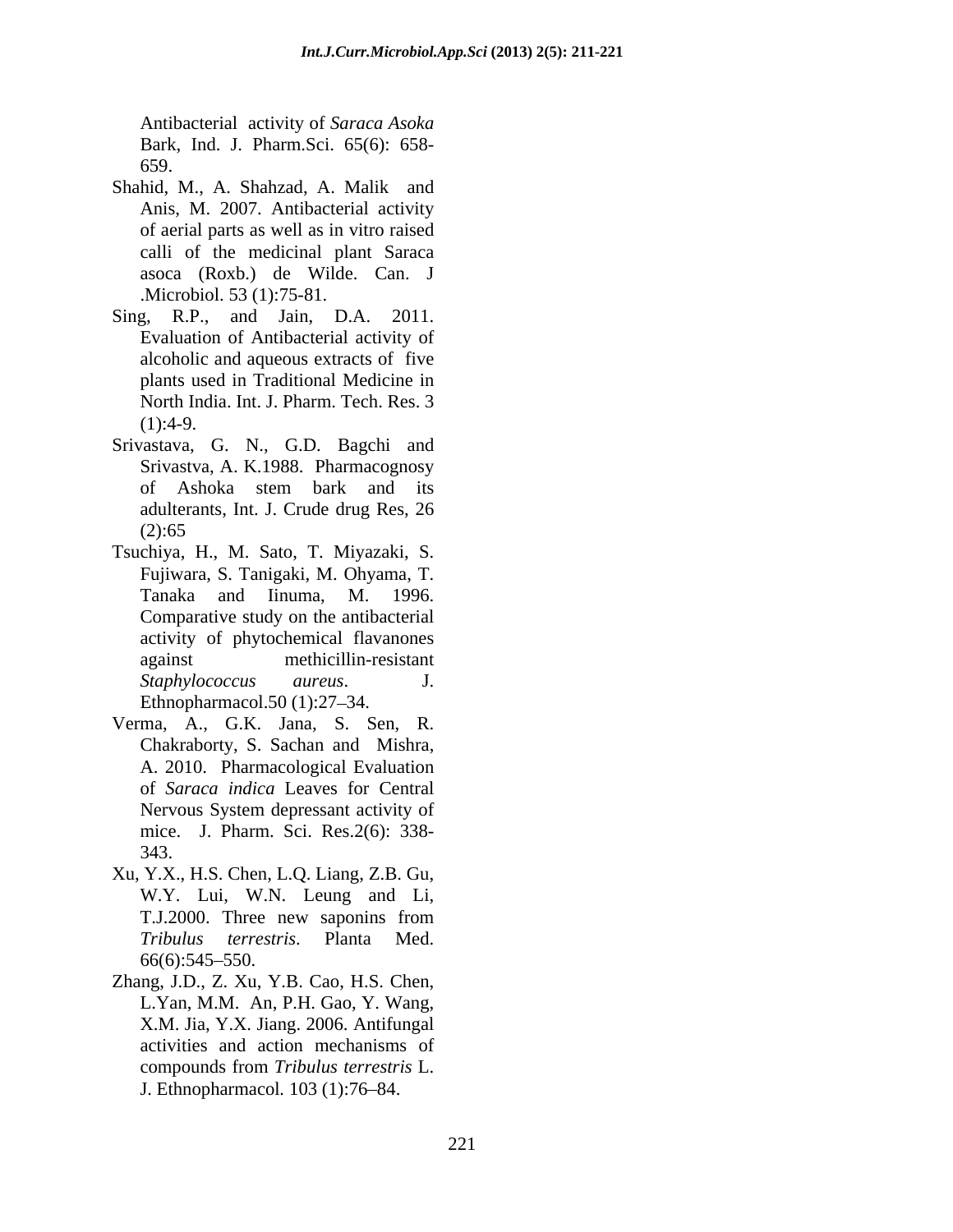Antibacterial activity of *Saraca Asoka* Bark, Ind. J. Pharm.Sci. 65(6): 658-659.

Shahid, M., A. Shahzad, A. Malik and Anis, M. 2007. Antibacterial activity of aerial parts as well as in vitro raised calli of the medicinal plant Saraca asoca (Roxb.) de Wilde. Can. J .Microbiol. 53 (1):75-81.

Sing, R.P., and Jain, D.A. 2011. Evaluation of Antibacterial activity of alcoholic and aqueous extracts of five plants used in Traditional Medicine in North India. Int. J. Pharm. Tech. Res. 3 (1):4-9.

Srivastava, G. N., G.D. Bagchi and Srivastva, A. K.1988. Pharmacognosy of Ashoka stem bark and its adulterants, Int. J. Crude drug Res, 26 (2):65

Tsuchiya, H., M. Sato, T. Miyazaki, S. Fujiwara, S. Tanigaki, M. Ohyama, T. Tanaka and Iinuma, M. 1996. Comparative study on the antibacterial activity of phytochemical flavanones against methicillin-resistant *Staphylococcus aureus*. J. Ethnopharmacol.50 (1):27–34.

Verma, A., G.K. Jana, S. Sen, R. Chakraborty, S. Sachan and Mishra, A. 2010. Pharmacological Evaluation of *Saraca indica* Leaves for Central Nervous System depressant activity of mice. J. Pharm. Sci. Res.2(6): 338-343.

Xu, Y.X., H.S. Chen, L.Q. Liang, Z.B. Gu, W.Y. Lui, W.N. Leung and Li, T.J.2000. Three new saponins from *Tribulus terrestris*. Planta Med. 66(6):545–550.

Zhang, J.D., Z. Xu, Y.B. Cao, H.S. Chen, L.Yan, M.M. An, P.H. Gao, Y. Wang, X.M. Jia, Y.X. Jiang. 2006. Antifungal activities and action mechanisms of compounds from *Tribulus terrestris* L. J. Ethnopharmacol. 103 (1):76–84.